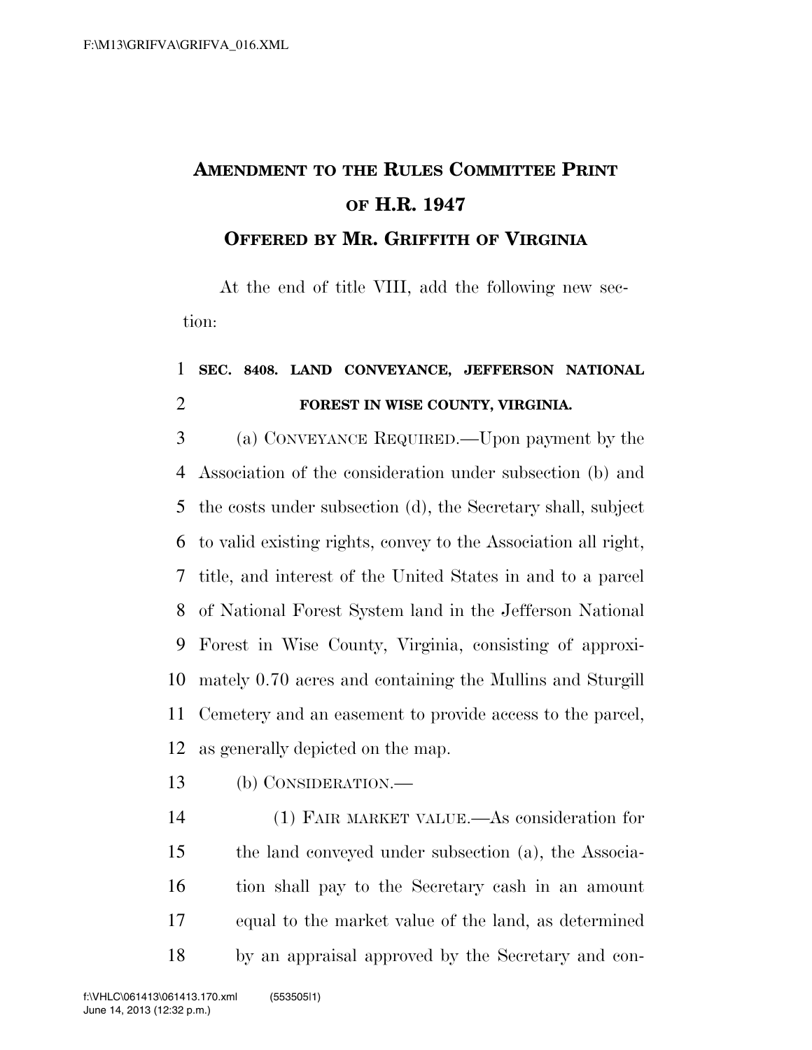# AMENDMENT TO THE RULES COMMITTEE PRINT OF H.R. 1947

## OFFERED BY MR. GRIFFITH OF VIRGINIA

At the end of title VIII, add the following new section:

**SEC. 8408. LAND CONVEYANCE, JEFFERSON NATIONAL FOREST IN WISE COUNTY, VIRGINIA.**

(a) CONVEYANCE REQUIRED.—Upon payment by the Association of the consideration under subsection (b) and the costs under subsection (d), the Secretary shall, subject to valid existing rights, convey to the Association all right, title, and interest of the United States in and to a parcel of National Forest System land in the Jefferson National Forest in Wise County, Virginia, consisting of approximately 0.70 acres and containing the Mullins and Sturgill Cemetery and an easement to provide access to the parcel, as generally depicted on the map.

(b) CONSIDERATION.—

(1) FAIR MARKET VALUE.—As consideration for the land conveyed under subsection (a), the Association shall pay to the Secretary cash in an amount equal to the market value of the land, as determined by an appraisal approved by the Secretary and con-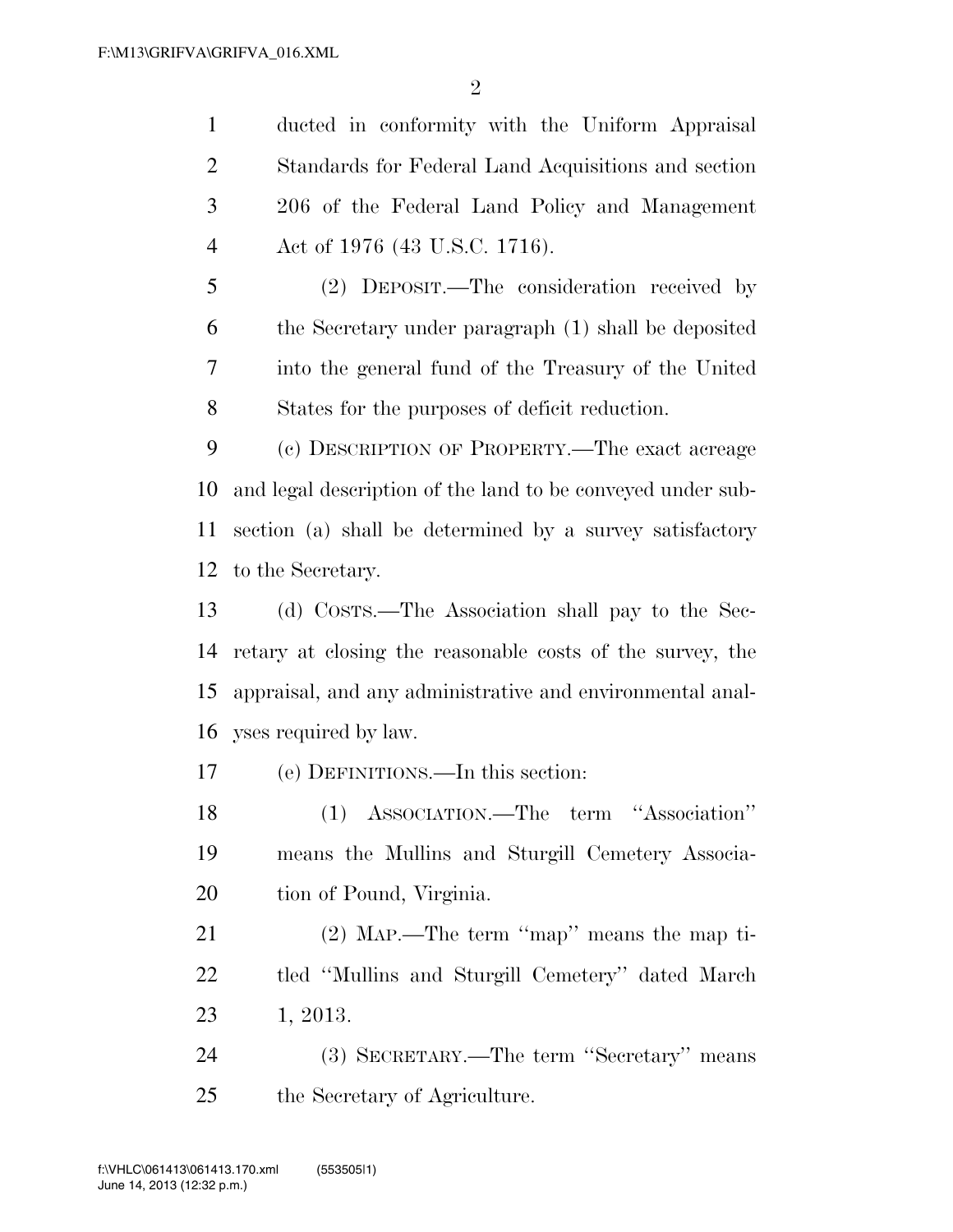ducted in conformity with the Uniform Appraisal Standards for Federal Land Acquisitions and section 206 of the Federal Land Policy and Management Act of 1976 (43 U.S.C. 1716).

(2) DEPOSIT.—The consideration received by the Secretary under paragraph (1) shall be deposited into the general fund of the Treasury of the United States for the purposes of deficit reduction.

(c) DESCRIPTION OF PROPERTY.—The exact acreage and legal description of the land to be conveyed under subsection (a) shall be determined by a survey satisfactory to the Secretary.

(d) COSTS.—The Association shall pay to the Secretary at closing the reasonable costs of the survey, the appraisal, and any administrative and environmental analyses required by law.

(e) DEFINITIONS.—In this section:

(1) ASSOCIATION.—The term ''Association'' means the Mullins and Sturgill Cemetery Association of Pound, Virginia.

(2) MAP.—The term ''map'' means the map titled ''Mullins and Sturgill Cemetery'' dated March 1, 2013.

(3) SECRETARY.—The term ''Secretary'' means the Secretary of Agriculture.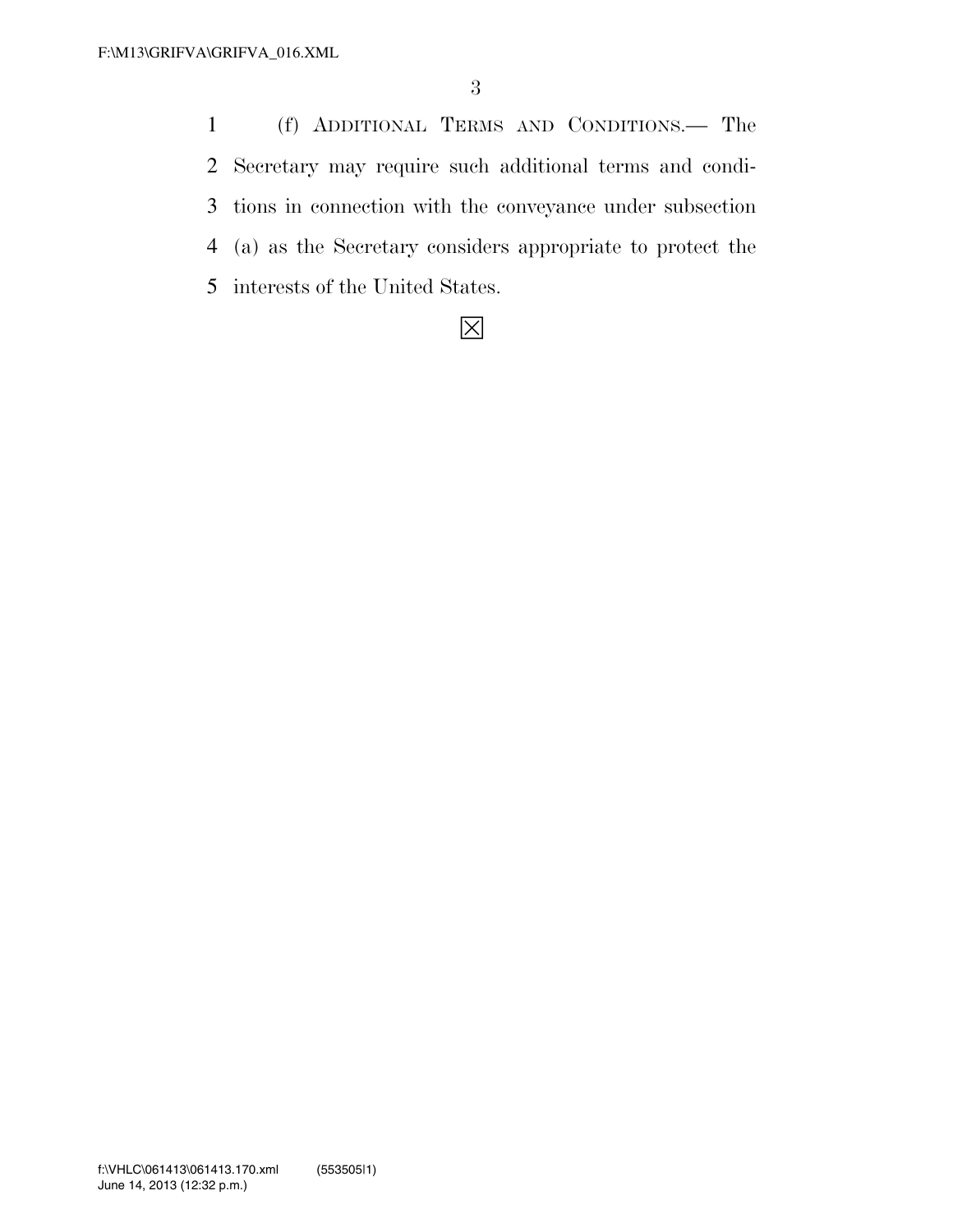(f) ADDITIONAL TERMS AND CONDITIONS.— The Secretary may require such additional terms and conditions in connection with the conveyance under subsection (a) as the Secretary considers appropriate to protect the interests of the United States.